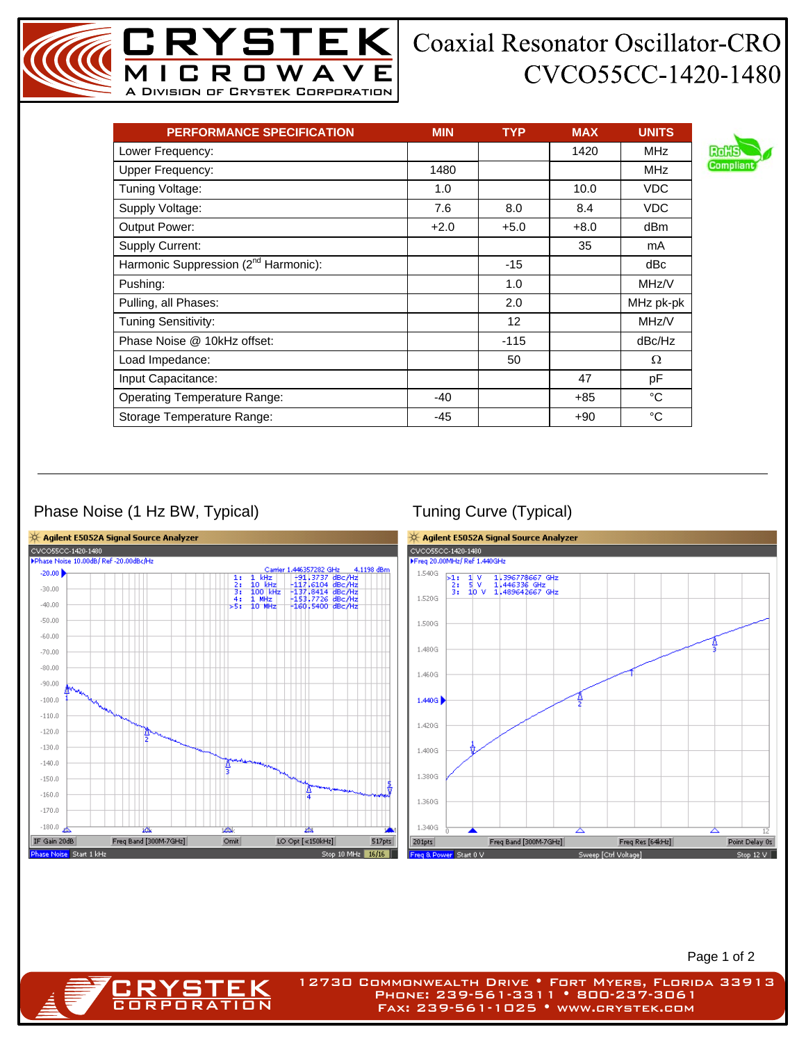# Coaxial Resonator Oscillator-CRO

# CVCO55CC-1420-1480

| PERFORMANCE SPECIFICATION | MIN | TYP | MAX | UNITS |
|---|---|---|---|---|
| Lower Frequency: | | | 1420 | MHz |
| Upper Frequency: | 1480 | | | MHz |
| Tuning Voltage: | 1.0 | | 10.0 | VDC |
| Supply Voltage: | 7.6 | 8.0 | 8.4 | VDC |
| Output Power: | +2.0 | +5.0 | +8.0 | dBm |
| Supply Current: | | | 35 | mA |
| Harmonic Suppression (2nd Harmonic): | | -15 | | dBc |
| Pushing: | | 1.0 | | MHz/V |
| Pulling, all Phases: | | 2.0 | | MHz pk-pk |
| Tuning Sensitivity: | | 12 | | MHz/V |
| Phase Noise @ 10kHz offset: | | -115 | | dBc/Hz |
| Load Impedance: | | 50 | | Ω |
| Input Capacitance: | | | 47 | pF |
| Operating Temperature Range: | -40 | | +85 | °C |
| Storage Temperature Range: | -45 | | +90 | °C |

RoHS Compliant

## Phase Noise (1 Hz BW, Typical)

Agilent E5052A Signal Source Analyzer
CVCO55CC-1420-1480
Phase Noise 10.00dB/ Ref -20.00dBc/Hz
Carrier 1.446357282 GHz 4.1198 dBm

| Marker | Offset | Phase Noise |
|---|---|---|
| 1: | 1 kHz | -91.3737 dBc/Hz |
| 2: | 10 kHz | -117.6104 dBc/Hz |
| 3: | 100 kHz | -137.8414 dBc/Hz |
| 4: | 1 MHz | -153.7726 dBc/Hz |
| >5: | 10 MHz | -160.5400 dBc/Hz |

IF Gain 20dB | Freq Band [300M-7GHz] | Omit | LO Opt [<150kHz] | 517pts
Phase Noise Start 1 kHz | Stop 10 MHz

## Tuning Curve (Typical)

Agilent E5052A Signal Source Analyzer
CVCO55CC-1420-1480
Freq 20.00MHz/ Ref 1.440GHz

| Marker | Voltage | Frequency |
|---|---|---|
| >1: | 1 V | 1.396778667 GHz |
| 2: | 5 V | 1.446336 GHz |
| 3: | 10 V | 1.489642667 GHz |

201pts | Freq Band [300M-7GHz] | Freq Res [64kHz] | Point Delay 0s
Freq & Power Start 0 V | Sweep [Ctrl Voltage] | Stop 12 V

12730 Commonwealth Drive • Fort Myers, Florida 33913
Phone: 239-561-3311 • 800-237-3061
Fax: 239-561-1025 • www.crystek.com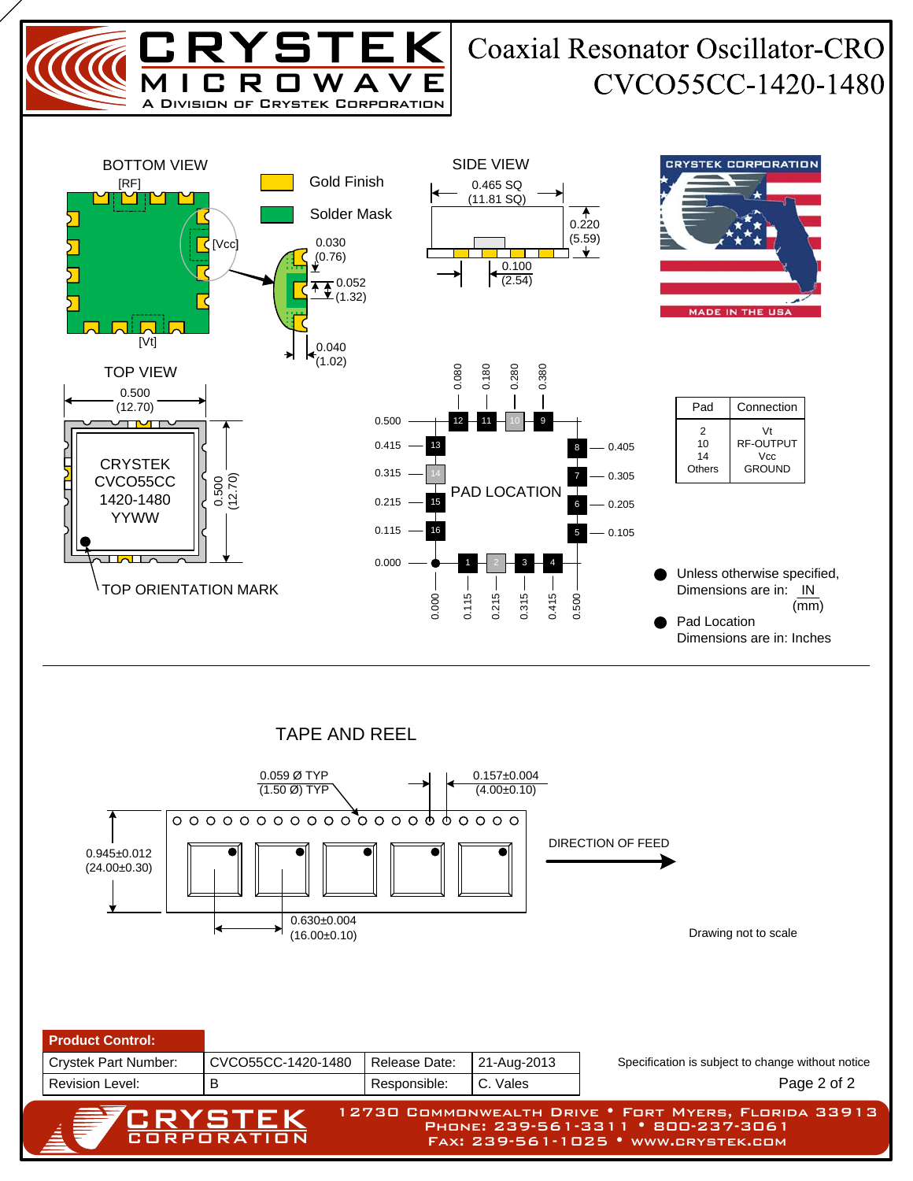# Coaxial Resonator Oscillator-CRO
# CVCO55CC-1420-1480

BOTTOM VIEW

[RF]

[Vcc]

[Vt]

Gold Finish

Solder Mask

0.030
(0.76)

0.052
(1.32)

0.040
(1.02)

SIDE VIEW

0.465 SQ
(11.81 SQ)

0.220
(5.59)

0.100
(2.54)

TOP VIEW

0.500
(12.70)

CRYSTEK
CVCO55CC
1420-1480
YYWW

0.500
(12.70)

TOP ORIENTATION MARK

PAD LOCATION

0.080 0.180 0.280 0.380

0.500 0.415 0.315 0.215 0.115 0.000

0.405 0.305 0.205 0.105

0.000 0.115 0.215 0.315 0.415 0.500

| Pad | Connection |
|---|---|
| 2 | Vt |
| 10 | RF-OUTPUT |
| 14 | Vcc |
| Others | GROUND |

- Unless otherwise specified, Dimensions are in: IN (mm)
- Pad Location Dimensions are in: Inches

TAPE AND REEL

0.059 Ø TYP
(1.50 Ø) TYP

0.157±0.004
(4.00±0.10)

0.945±0.012
(24.00±0.30)

0.630±0.004
(16.00±0.10)

DIRECTION OF FEED

Drawing not to scale

| Product Control: | | | |
|---|---|---|---|
| Crystek Part Number: | CVCO55CC-1420-1480 | Release Date: | 21-Aug-2013 |
| Revision Level: | B | Responsible: | C. Vales |

Specification is subject to change without notice

12730 Commonwealth Drive • Fort Myers, Florida 33913
Phone: 239-561-3311 • 800-237-3061
Fax: 239-561-1025 • www.crystek.com